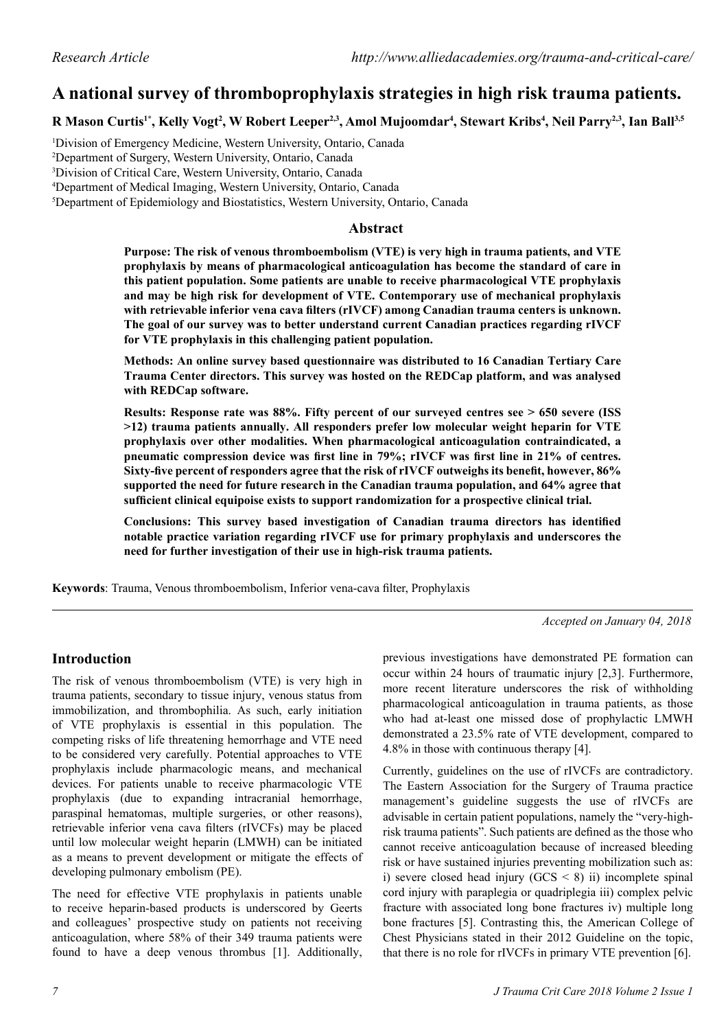*Research Article*

# A national survey of thromboprophylaxis strategies in high risk trauma patients.

**R Mason Curtis[1*], Kelly Vogt[2], W Robert Leeper[2,3], Amol Mujoomdar[4], Stewart Kribs[4], Neil Parry[2,3], Ian Ball[3,5]**

[1]Division of Emergency Medicine, Western University, Ontario, Canada
[2]Department of Surgery, Western University, Ontario, Canada
[3]Division of Critical Care, Western University, Ontario, Canada
[4]Department of Medical Imaging, Western University, Ontario, Canada
[5]Department of Epidemiology and Biostatistics, Western University, Ontario, Canada

## Abstract

**Purpose: The risk of venous thromboembolism (VTE) is very high in trauma patients, and VTE prophylaxis by means of pharmacological anticoagulation has become the standard of care in this patient population. Some patients are unable to receive pharmacological VTE prophylaxis and may be high risk for development of VTE. Contemporary use of mechanical prophylaxis with retrievable inferior vena cava filters (rIVCF) among Canadian trauma centers is unknown. The goal of our survey was to better understand current Canadian practices regarding rIVCF for VTE prophylaxis in this challenging patient population.**

**Methods: An online survey based questionnaire was distributed to 16 Canadian Tertiary Care Trauma Center directors. This survey was hosted on the REDCap platform, and was analysed with REDCap software.**

**Results: Response rate was 88%. Fifty percent of our surveyed centres see > 650 severe (ISS >12) trauma patients annually. All responders prefer low molecular weight heparin for VTE prophylaxis over other modalities. When pharmacological anticoagulation contraindicated, a pneumatic compression device was first line in 79%; rIVCF was first line in 21% of centres. Sixty-five percent of responders agree that the risk of rIVCF outweighs its benefit, however, 86% supported the need for future research in the Canadian trauma population, and 64% agree that sufficient clinical equipoise exists to support randomization for a prospective clinical trial.**

**Conclusions: This survey based investigation of Canadian trauma directors has identified notable practice variation regarding rIVCF use for primary prophylaxis and underscores the need for further investigation of their use in high-risk trauma patients.**

**Keywords**: Trauma, Venous thromboembolism, Inferior vena-cava filter, Prophylaxis

*Accepted on January 04, 2018*

## Introduction

The risk of venous thromboembolism (VTE) is very high in trauma patients, secondary to tissue injury, venous status from immobilization, and thrombophilia. As such, early initiation of VTE prophylaxis is essential in this population. The competing risks of life threatening hemorrhage and VTE need to be considered very carefully. Potential approaches to VTE prophylaxis include pharmacologic means, and mechanical devices. For patients unable to receive pharmacologic VTE prophylaxis (due to expanding intracranial hemorrhage, paraspinal hematomas, multiple surgeries, or other reasons), retrievable inferior vena cava filters (rIVCFs) may be placed until low molecular weight heparin (LMWH) can be initiated as a means to prevent development or mitigate the effects of developing pulmonary embolism (PE).

The need for effective VTE prophylaxis in patients unable to receive heparin-based products is underscored by Geerts and colleagues' prospective study on patients not receiving anticoagulation, where 58% of their 349 trauma patients were found to have a deep venous thrombus [1]. Additionally, previous investigations have demonstrated PE formation can occur within 24 hours of traumatic injury [2,3]. Furthermore, more recent literature underscores the risk of withholding pharmacological anticoagulation in trauma patients, as those who had at-least one missed dose of prophylactic LMWH demonstrated a 23.5% rate of VTE development, compared to 4.8% in those with continuous therapy [4].

Currently, guidelines on the use of rIVCFs are contradictory. The Eastern Association for the Surgery of Trauma practice management's guideline suggests the use of rIVCFs are advisable in certain patient populations, namely the "very-high-risk trauma patients". Such patients are defined as the those who cannot receive anticoagulation because of increased bleeding risk or have sustained injuries preventing mobilization such as: i) severe closed head injury (GCS < 8) ii) incomplete spinal cord injury with paraplegia or quadriplegia iii) complex pelvic fracture with associated long bone fractures iv) multiple long bone fractures [5]. Contrasting this, the American College of Chest Physicians stated in their 2012 Guideline on the topic, that there is no role for rIVCFs in primary VTE prevention [6].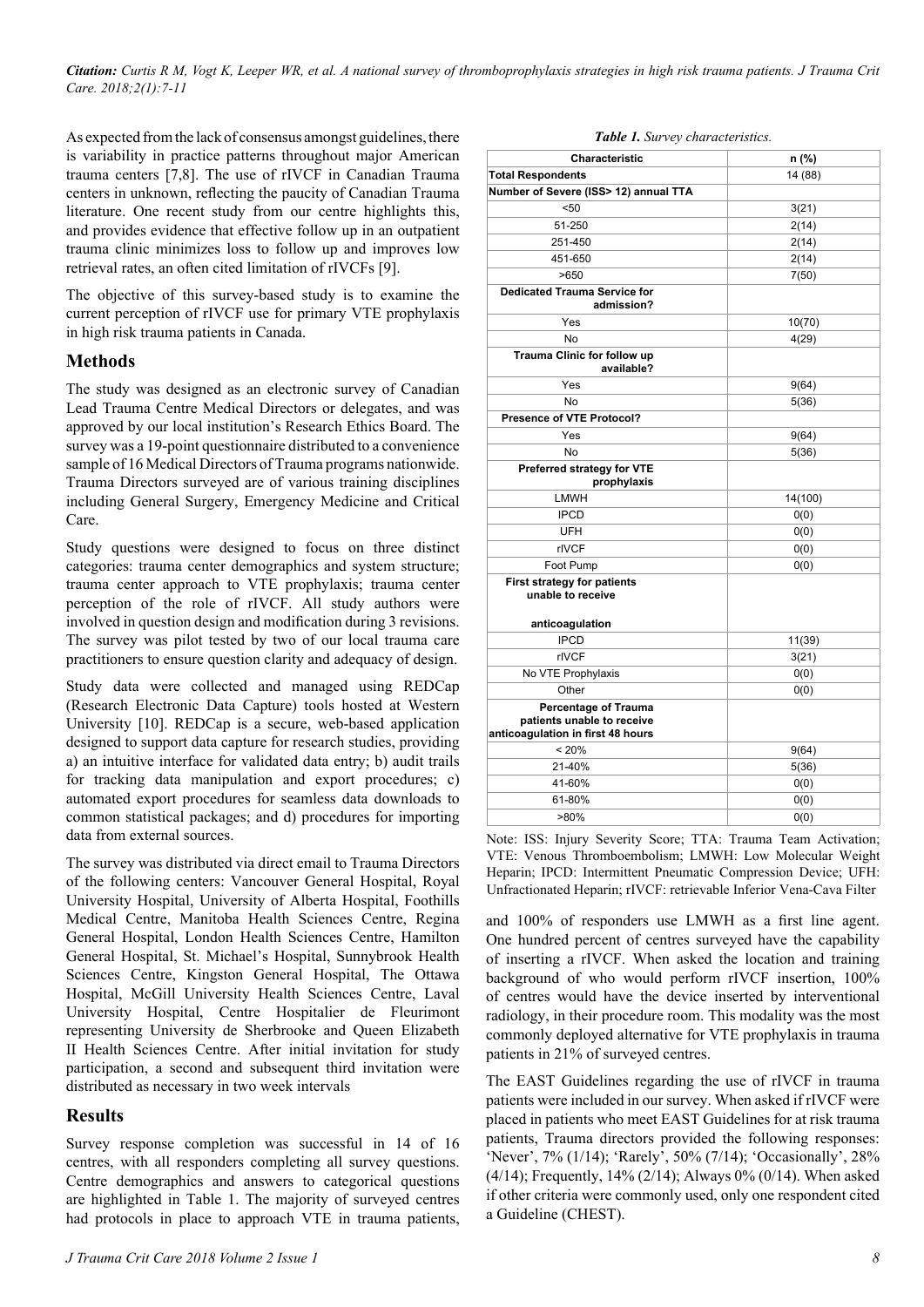As expected from the lack of consensus amongst guidelines, there is variability in practice patterns throughout major American trauma centers [7,8]. The use of rIVCF in Canadian Trauma centers in unknown, reflecting the paucity of Canadian Trauma literature. One recent study from our centre highlights this, and provides evidence that effective follow up in an outpatient trauma clinic minimizes loss to follow up and improves low retrieval rates, an often cited limitation of rIVCFs [9].

The objective of this survey-based study is to examine the current perception of rIVCF use for primary VTE prophylaxis in high risk trauma patients in Canada.

## Methods

The study was designed as an electronic survey of Canadian Lead Trauma Centre Medical Directors or delegates, and was approved by our local institution's Research Ethics Board. The survey was a 19-point questionnaire distributed to a convenience sample of 16 Medical Directors of Trauma programs nationwide. Trauma Directors surveyed are of various training disciplines including General Surgery, Emergency Medicine and Critical Care.

Study questions were designed to focus on three distinct categories: trauma center demographics and system structure; trauma center approach to VTE prophylaxis; trauma center perception of the role of rIVCF. All study authors were involved in question design and modification during 3 revisions. The survey was pilot tested by two of our local trauma care practitioners to ensure question clarity and adequacy of design.

Study data were collected and managed using REDCap (Research Electronic Data Capture) tools hosted at Western University [10]. REDCap is a secure, web-based application designed to support data capture for research studies, providing a) an intuitive interface for validated data entry; b) audit trails for tracking data manipulation and export procedures; c) automated export procedures for seamless data downloads to common statistical packages; and d) procedures for importing data from external sources.

The survey was distributed via direct email to Trauma Directors of the following centers: Vancouver General Hospital, Royal University Hospital, University of Alberta Hospital, Foothills Medical Centre, Manitoba Health Sciences Centre, Regina General Hospital, London Health Sciences Centre, Hamilton General Hospital, St. Michael's Hospital, Sunnybrook Health Sciences Centre, Kingston General Hospital, The Ottawa Hospital, McGill University Health Sciences Centre, Laval University Hospital, Centre Hospitalier de Fleurimont representing University de Sherbrooke and Queen Elizabeth II Health Sciences Centre. After initial invitation for study participation, a second and subsequent third invitation were distributed as necessary in two week intervals

## Results

Survey response completion was successful in 14 of 16 centres, with all responders completing all survey questions. Centre demographics and answers to categorical questions are highlighted in Table 1. The majority of surveyed centres had protocols in place to approach VTE in trauma patients, and 100% of responders use LMWH as a first line agent. One hundred percent of centres surveyed have the capability of inserting a rIVCF. When asked the location and training background of who would perform rIVCF insertion, 100% of centres would have the device inserted by interventional radiology, in their procedure room. This modality was the most commonly deployed alternative for VTE prophylaxis in trauma patients in 21% of surveyed centres.

*Table 1. Survey characteristics.*

| Characteristic | n (%) |
|---|---|
| **Total Respondents** | 14 (88) |
| **Number of Severe (ISS> 12) annual TTA** | |
| <50 | 3(21) |
| 51-250 | 2(14) |
| 251-450 | 2(14) |
| 451-650 | 2(14) |
| >650 | 7(50) |
| **Dedicated Trauma Service for admission?** | |
| Yes | 10(70) |
| No | 4(29) |
| **Trauma Clinic for follow up available?** | |
| Yes | 9(64) |
| No | 5(36) |
| **Presence of VTE Protocol?** | |
| Yes | 9(64) |
| No | 5(36) |
| **Preferred strategy for VTE prophylaxis** | |
| LMWH | 14(100) |
| IPCD | 0(0) |
| UFH | 0(0) |
| rIVCF | 0(0) |
| Foot Pump | 0(0) |
| **First strategy for patients unable to receive anticoagulation** | |
| IPCD | 11(39) |
| rIVCF | 3(21) |
| No VTE Prophylaxis | 0(0) |
| Other | 0(0) |
| **Percentage of Trauma patients unable to receive anticoagulation in first 48 hours** | |
| < 20% | 9(64) |
| 21-40% | 5(36) |
| 41-60% | 0(0) |
| 61-80% | 0(0) |
| >80% | 0(0) |

Note: ISS: Injury Severity Score; TTA: Trauma Team Activation; VTE: Venous Thromboembolism; LMWH: Low Molecular Weight Heparin; IPCD: Intermittent Pneumatic Compression Device; UFH: Unfractionated Heparin; rIVCF: retrievable Inferior Vena-Cava Filter

The EAST Guidelines regarding the use of rIVCF in trauma patients were included in our survey. When asked if rIVCF were placed in patients who meet EAST Guidelines for at risk trauma patients, Trauma directors provided the following responses: 'Never', 7% (1/14); 'Rarely', 50% (7/14); 'Occasionally', 28% (4/14); Frequently, 14% (2/14); Always 0% (0/14). When asked if other criteria were commonly used, only one respondent cited a Guideline (CHEST).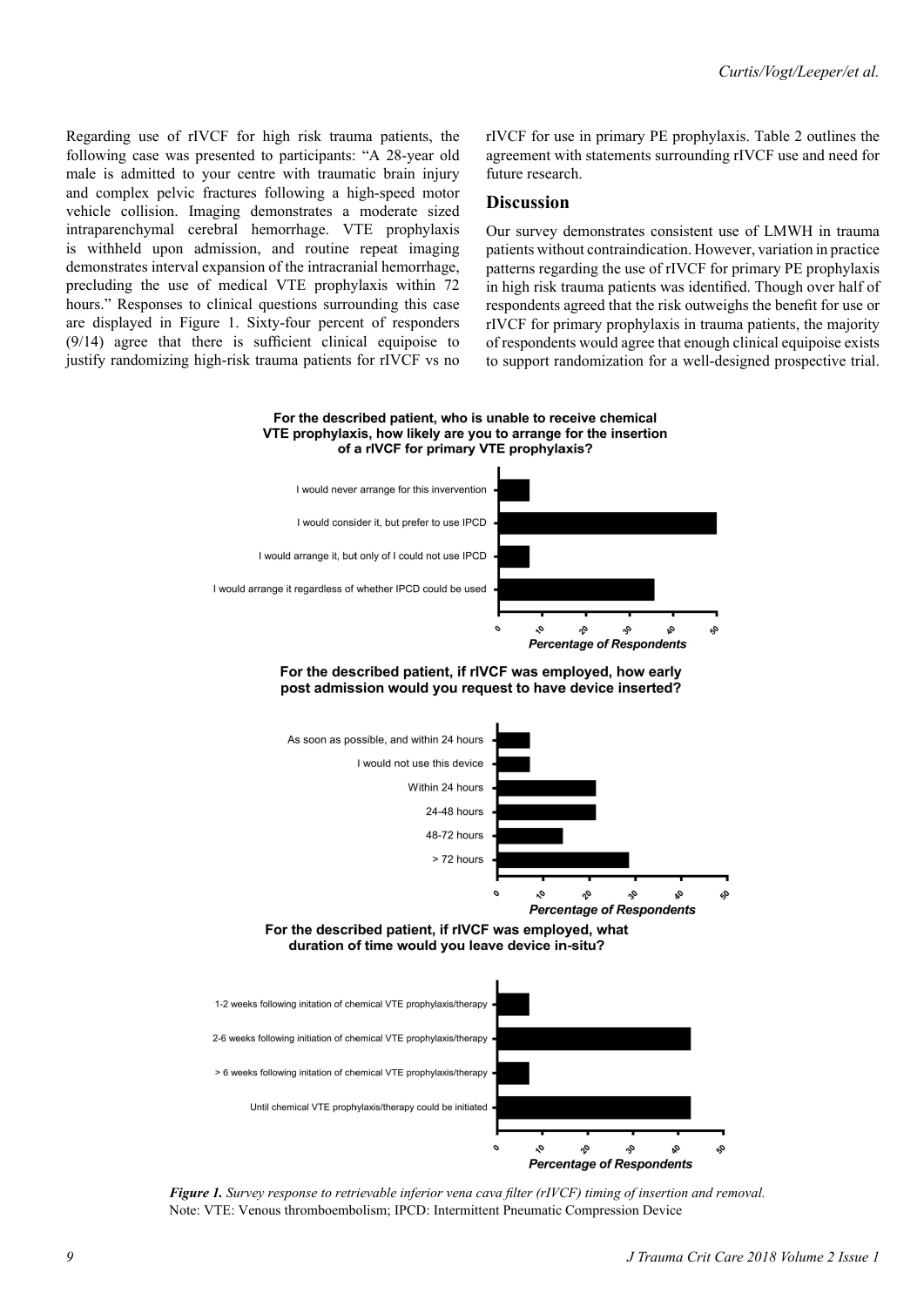Regarding use of rIVCF for high risk trauma patients, the following case was presented to participants: "A 28-year old male is admitted to your centre with traumatic brain injury and complex pelvic fractures following a high-speed motor vehicle collision. Imaging demonstrates a moderate sized intraparenchymal cerebral hemorrhage. VTE prophylaxis is withheld upon admission, and routine repeat imaging demonstrates interval expansion of the intracranial hemorrhage, precluding the use of medical VTE prophylaxis within 72 hours." Responses to clinical questions surrounding this case are displayed in Figure 1. Sixty-four percent of responders (9/14) agree that there is sufficient clinical equipoise to justify randomizing high-risk trauma patients for rIVCF vs no rIVCF for use in primary PE prophylaxis. Table 2 outlines the agreement with statements surrounding rIVCF use and need for future research.

## Discussion

Our survey demonstrates consistent use of LMWH in trauma patients without contraindication. However, variation in practice patterns regarding the use of rIVCF for primary PE prophylaxis in high risk trauma patients was identified. Though over half of respondents agreed that the risk outweighs the benefit for use or rIVCF for primary prophylaxis in trauma patients, the majority of respondents would agree that enough clinical equipoise exists to support randomization for a well-designed prospective trial.

**For the described patient, who is unable to receive chemical VTE prophylaxis, how likely are you to arrange for the insertion of a rIVCF for primary VTE prophylaxis?**

- I would never arrange for this invervention
- I would consider it, but prefer to use IPCD
- I would arrange it, but only of I could not use IPCD
- I would arrange it regardless of whether IPCD could be used

*Percentage of Respondents* (0, 10, 20, 30, 40, 50)

**For the described patient, if rIVCF was employed, how early post admission would you request to have device inserted?**

- As soon as possible, and within 24 hours
- I would not use this device
- Within 24 hours
- 24-48 hours
- 48-72 hours
- > 72 hours

*Percentage of Respondents* (0, 10, 20, 30, 40, 50)

**For the described patient, if rIVCF was employed, what duration of time would you leave device in-situ?**

- 1-2 weeks following initation of chemical VTE prophylaxis/therapy
- 2-6 weeks following initation of chemical VTE prophylaxis/therapy
- > 6 weeks following initation of chemical VTE prophylaxis/therapy
- Until chemical VTE prophylaxis/therapy could be initiated

*Percentage of Respondents* (0, 10, 20, 30, 40, 50)

***Figure 1.*** *Survey response to retrievable inferior vena cava filter (rIVCF) timing of insertion and removal.*
Note: VTE: Venous thromboembolism; IPCD: Intermittent Pneumatic Compression Device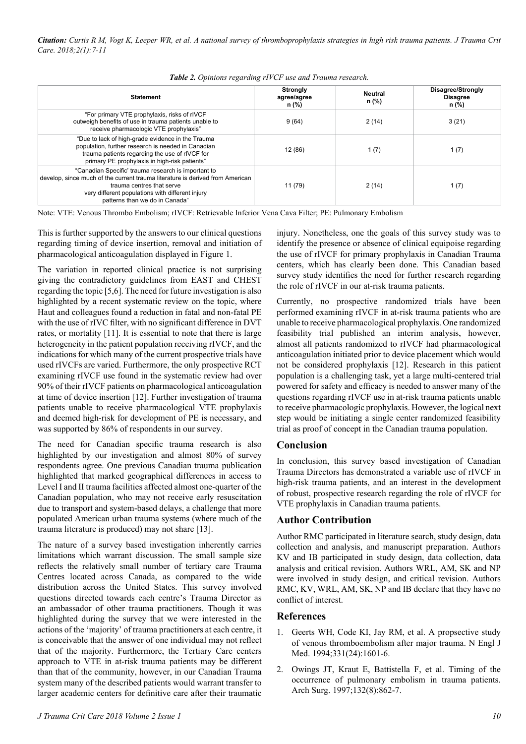*Table 2. Opinions regarding rIVCF use and Trauma research.*

| Statement | Strongly agree/agree n (%) | Neutral n (%) | Disagree/Strongly Disagree n (%) |
|---|---|---|---|
| "For primary VTE prophylaxis, risks of rIVCF outweigh benefits of use in trauma patients unable to receive pharmacologic VTE prophylaxis" | 9 (64) | 2 (14) | 3 (21) |
| "Due to lack of high-grade evidence in the Trauma population, further research is needed in Canadian trauma patients regarding the use of rIVCF for primary PE prophylaxis in high-risk patients" | 12 (86) | 1 (7) | 1 (7) |
| "Canadian Specific' trauma research is important to develop, since much of the current trauma literature is derived from American trauma centres that serve very different populations with different injury patterns than we do in Canada" | 11 (79) | 2 (14) | 1 (7) |

Note: VTE: Venous Thrombo Embolism; rIVCF: Retrievable Inferior Vena Cava Filter; PE: Pulmonary Embolism

This is further supported by the answers to our clinical questions regarding timing of device insertion, removal and initiation of pharmacological anticoagulation displayed in Figure 1.

The variation in reported clinical practice is not surprising giving the contradictory guidelines from EAST and CHEST regarding the topic [5,6]. The need for future investigation is also highlighted by a recent systematic review on the topic, where Haut and colleagues found a reduction in fatal and non-fatal PE with the use of rIVC filter, with no significant difference in DVT rates, or mortality [11]. It is essential to note that there is large heterogeneity in the patient population receiving rIVCF, and the indications for which many of the current prospective trials have used rIVCFs are varied. Furthermore, the only prospective RCT examining rIVCF use found in the systematic review had over 90% of their rIVCF patients on pharmacological anticoagulation at time of device insertion [12]. Further investigation of trauma patients unable to receive pharmacological VTE prophylaxis and deemed high-risk for development of PE is necessary, and was supported by 86% of respondents in our survey.

The need for Canadian specific trauma research is also highlighted by our investigation and almost 80% of survey respondents agree. One previous Canadian trauma publication highlighted that marked geographical differences in access to Level I and II trauma facilities affected almost one-quarter of the Canadian population, who may not receive early resuscitation due to transport and system-based delays, a challenge that more populated American urban trauma systems (where much of the trauma literature is produced) may not share [13].

The nature of a survey based investigation inherently carries limitations which warrant discussion. The small sample size reflects the relatively small number of tertiary care Trauma Centres located across Canada, as compared to the wide distribution across the United States. This survey involved questions directed towards each centre's Trauma Director as an ambassador of other trauma practitioners. Though it was highlighted during the survey that we were interested in the actions of the 'majority' of trauma practitioners at each centre, it is conceivable that the answer of one individual may not reflect that of the majority. Furthermore, the Tertiary Care centers approach to VTE in at-risk trauma patients may be different than that of the community, however, in our Canadian Trauma system many of the described patients would warrant transfer to larger academic centers for definitive care after their traumatic injury. Nonetheless, one the goals of this survey study was to identify the presence or absence of clinical equipoise regarding the use of rIVCF for primary prophylaxis in Canadian Trauma centers, which has clearly been done. This Canadian based survey study identifies the need for further research regarding the role of rIVCF in our at-risk trauma patients.

Currently, no prospective randomized trials have been performed examining rIVCF in at-risk trauma patients who are unable to receive pharmacological prophylaxis. One randomized feasibility trial published an interim analysis, however, almost all patients randomized to rIVCF had pharmacological anticoagulation initiated prior to device placement which would not be considered prophylaxis [12]. Research in this patient population is a challenging task, yet a large multi-centered trial powered for safety and efficacy is needed to answer many of the questions regarding rIVCF use in at-risk trauma patients unable to receive pharmacologic prophylaxis. However, the logical next step would be initiating a single center randomized feasibility trial as proof of concept in the Canadian trauma population.

## Conclusion

In conclusion, this survey based investigation of Canadian Trauma Directors has demonstrated a variable use of rIVCF in high-risk trauma patients, and an interest in the development of robust, prospective research regarding the role of rIVCF for VTE prophylaxis in Canadian trauma patients.

## Author Contribution

Author RMC participated in literature search, study design, data collection and analysis, and manuscript preparation. Authors KV and IB participated in study design, data collection, data analysis and critical revision. Authors WRL, AM, SK and NP were involved in study design, and critical revision. Authors RMC, KV, WRL, AM, SK, NP and IB declare that they have no conflict of interest.

## References

1. Geerts WH, Code KI, Jay RM, et al. A propsective study of venous thromboembolism after major trauma. N Engl J Med. 1994;331(24):1601-6.
2. Owings JT, Kraut E, Battistella F, et al. Timing of the occurrence of pulmonary embolism in trauma patients. Arch Surg. 1997;132(8):862-7.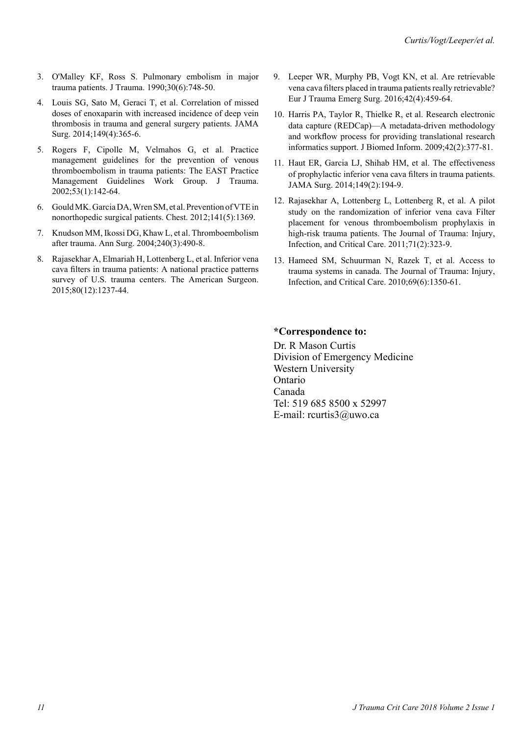3. O'Malley KF, Ross S. Pulmonary embolism in major trauma patients. J Trauma. 1990;30(6):748-50.

4. Louis SG, Sato M, Geraci T, et al. Correlation of missed doses of enoxaparin with increased incidence of deep vein thrombosis in trauma and general surgery patients. JAMA Surg. 2014;149(4):365-6.

5. Rogers F, Cipolle M, Velmahos G, et al. Practice management guidelines for the prevention of venous thromboembolism in trauma patients: The EAST Practice Management Guidelines Work Group. J Trauma. 2002;53(1):142-64.

6. Gould MK. Garcia DA, Wren SM, et al. Prevention of VTE in nonorthopedic surgical patients. Chest. 2012;141(5):1369.

7. Knudson MM, Ikossi DG, Khaw L, et al. Thromboembolism after trauma. Ann Surg. 2004;240(3):490-8.

8. Rajasekhar A, Elmariah H, Lottenberg L, et al. Inferior vena cava filters in trauma patients: A national practice patterns survey of U.S. trauma centers. The American Surgeon. 2015;80(12):1237-44.

9. Leeper WR, Murphy PB, Vogt KN, et al. Are retrievable vena cava filters placed in trauma patients really retrievable? Eur J Trauma Emerg Surg. 2016;42(4):459-64.

10. Harris PA, Taylor R, Thielke R, et al. Research electronic data capture (REDCap)—A metadata-driven methodology and workflow process for providing translational research informatics support. J Biomed Inform. 2009;42(2):377-81.

11. Haut ER, Garcia LJ, Shihab HM, et al. The effectiveness of prophylactic inferior vena cava filters in trauma patients. JAMA Surg. 2014;149(2):194-9.

12. Rajasekhar A, Lottenberg L, Lottenberg R, et al. A pilot study on the randomization of inferior vena cava Filter placement for venous thromboembolism prophylaxis in high-risk trauma patients. The Journal of Trauma: Injury, Infection, and Critical Care. 2011;71(2):323-9.

13. Hameed SM, Schuurman N, Razek T, et al. Access to trauma systems in canada. The Journal of Trauma: Injury, Infection, and Critical Care. 2010;69(6):1350-61.

**\*Correspondence to:**

Dr. R Mason Curtis
Division of Emergency Medicine
Western University
Ontario
Canada
Tel: 519 685 8500 x 52997
E-mail: rcurtis3@uwo.ca